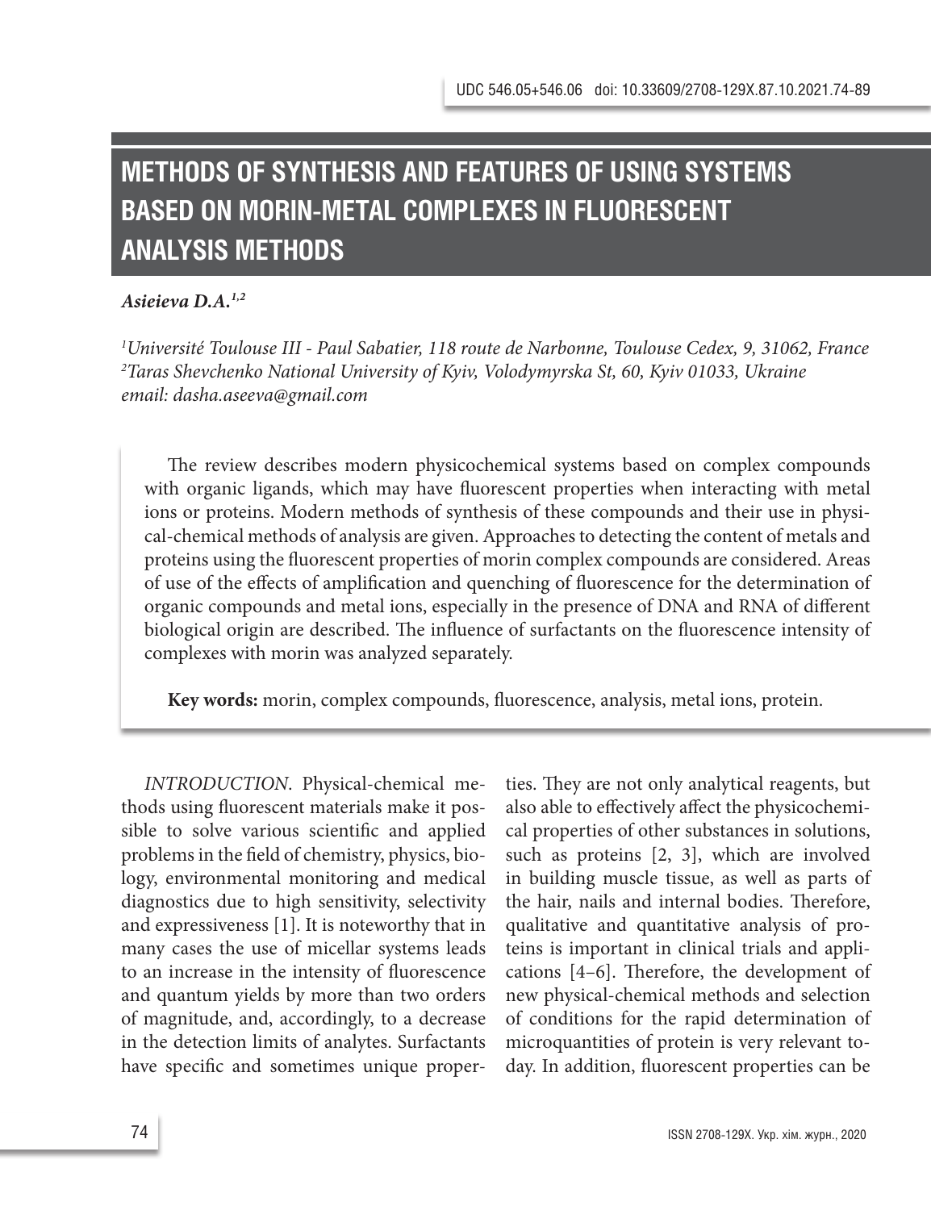UDC 546.05+546.06 doi: 10.33609/2708-129X.87.10.2021.74-89

# METHODS OF SYNTHESIS AND FEATURES OF USING SYSTEMS BASED ON MORIN-METAL COMPLEXES IN FLUORESCENT ANALYSIS METHODS

***Asieieva D.A.[1,2]***

*[1]Université Toulouse III - Paul Sabatier, 118 route de Narbonne, Toulouse Cedex, 9, 31062, France*
*[2]Taras Shevchenko National University of Kyiv, Volodymyrska St, 60, Kyiv 01033, Ukraine*
*email: dasha.aseeva@gmail.com*

The review describes modern physicochemical systems based on complex compounds with organic ligands, which may have fluorescent properties when interacting with metal ions or proteins. Modern methods of synthesis of these compounds and their use in physical-chemical methods of analysis are given. Approaches to detecting the content of metals and proteins using the fluorescent properties of morin complex compounds are considered. Areas of use of the effects of amplification and quenching of fluorescence for the determination of organic compounds and metal ions, especially in the presence of DNA and RNA of different biological origin are described. The influence of surfactants on the fluorescence intensity of complexes with morin was analyzed separately.

**Key words:** morin, complex compounds, fluorescence, analysis, metal ions, protein.

*INTRODUCTION.* Physical-chemical methods using fluorescent materials make it possible to solve various scientific and applied problems in the field of chemistry, physics, biology, environmental monitoring and medical diagnostics due to high sensitivity, selectivity and expressiveness [1]. It is noteworthy that in many cases the use of micellar systems leads to an increase in the intensity of fluorescence and quantum yields by more than two orders of magnitude, and, accordingly, to a decrease in the detection limits of analytes. Surfactants have specific and sometimes unique properties. They are not only analytical reagents, but also able to effectively affect the physicochemical properties of other substances in solutions, such as proteins [2, 3], which are involved in building muscle tissue, as well as parts of the hair, nails and internal bodies. Therefore, qualitative and quantitative analysis of proteins is important in clinical trials and applications [4–6]. Therefore, the development of new physical-chemical methods and selection of conditions for the rapid determination of microquantities of protein is very relevant today. In addition, fluorescent properties can be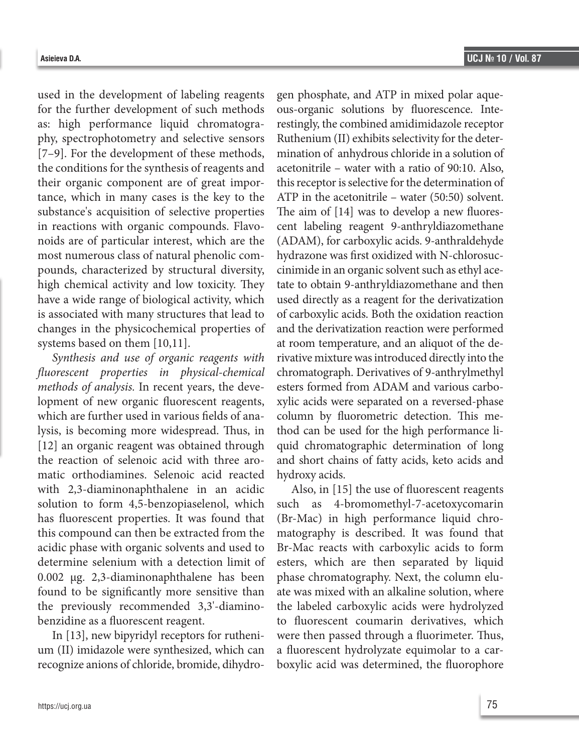used in the development of labeling reagents for the further development of such methods as: high performance liquid chromatography, spectrophotometry and selective sensors [7–9]. For the development of these methods, the conditions for the synthesis of reagents and their organic component are of great importance, which in many cases is the key to the substance's acquisition of selective properties in reactions with organic compounds. Flavonoids are of particular interest, which are the most numerous class of natural phenolic compounds, characterized by structural diversity, high chemical activity and low toxicity. They have a wide range of biological activity, which is associated with many structures that lead to changes in the physicochemical properties of systems based on them [10,11].

*Synthesis and use of organic reagents with fluorescent properties in physical-chemical methods of analysis.* In recent years, the development of new organic fluorescent reagents, which are further used in various fields of analysis, is becoming more widespread. Thus, in [12] an organic reagent was obtained through the reaction of selenoic acid with three aromatic orthodiamines. Selenoic acid reacted with 2,3-diaminonaphthalene in an acidic solution to form 4,5-benzopiaselenol, which has fluorescent properties. It was found that this compound can then be extracted from the acidic phase with organic solvents and used to determine selenium with a detection limit of 0.002 μg. 2,3-diaminonaphthalene has been found to be significantly more sensitive than the previously recommended 3,3'-diaminobenzidine as a fluorescent reagent.

In [13], new bipyridyl receptors for ruthenium (II) imidazole were synthesized, which can recognize anions of chloride, bromide, dihydrogen phosphate, and ATP in mixed polar aqueous-organic solutions by fluorescence. Interestingly, the combined amidimidazole receptor Ruthenium (II) exhibits selectivity for the determination of anhydrous chloride in a solution of acetonitrile – water with a ratio of 90:10. Also, this receptor is selective for the determination of ATP in the acetonitrile – water (50:50) solvent. The aim of [14] was to develop a new fluorescent labeling reagent 9-anthryldiazomethane (ADAM), for carboxylic acids. 9-anthraldehyde hydrazone was first oxidized with N-chlorosuccinimide in an organic solvent such as ethyl acetate to obtain 9-anthryldiazomethane and then used directly as a reagent for the derivatization of carboxylic acids. Both the oxidation reaction and the derivatization reaction were performed at room temperature, and an aliquot of the derivative mixture was introduced directly into the chromatograph. Derivatives of 9-anthrylmethyl esters formed from ADAM and various carboxylic acids were separated on a reversed-phase column by fluorometric detection. This method can be used for the high performance liquid chromatographic determination of long and short chains of fatty acids, keto acids and hydroxy acids.

Also, in [15] the use of fluorescent reagents such as 4-bromomethyl-7-acetoxycomarin (Br-Mac) in high performance liquid chromatography is described. It was found that Br-Mac reacts with carboxylic acids to form esters, which are then separated by liquid phase chromatography. Next, the column eluate was mixed with an alkaline solution, where the labeled carboxylic acids were hydrolyzed to fluorescent coumarin derivatives, which were then passed through a fluorimeter. Thus, a fluorescent hydrolyzate equimolar to a carboxylic acid was determined, the fluorophore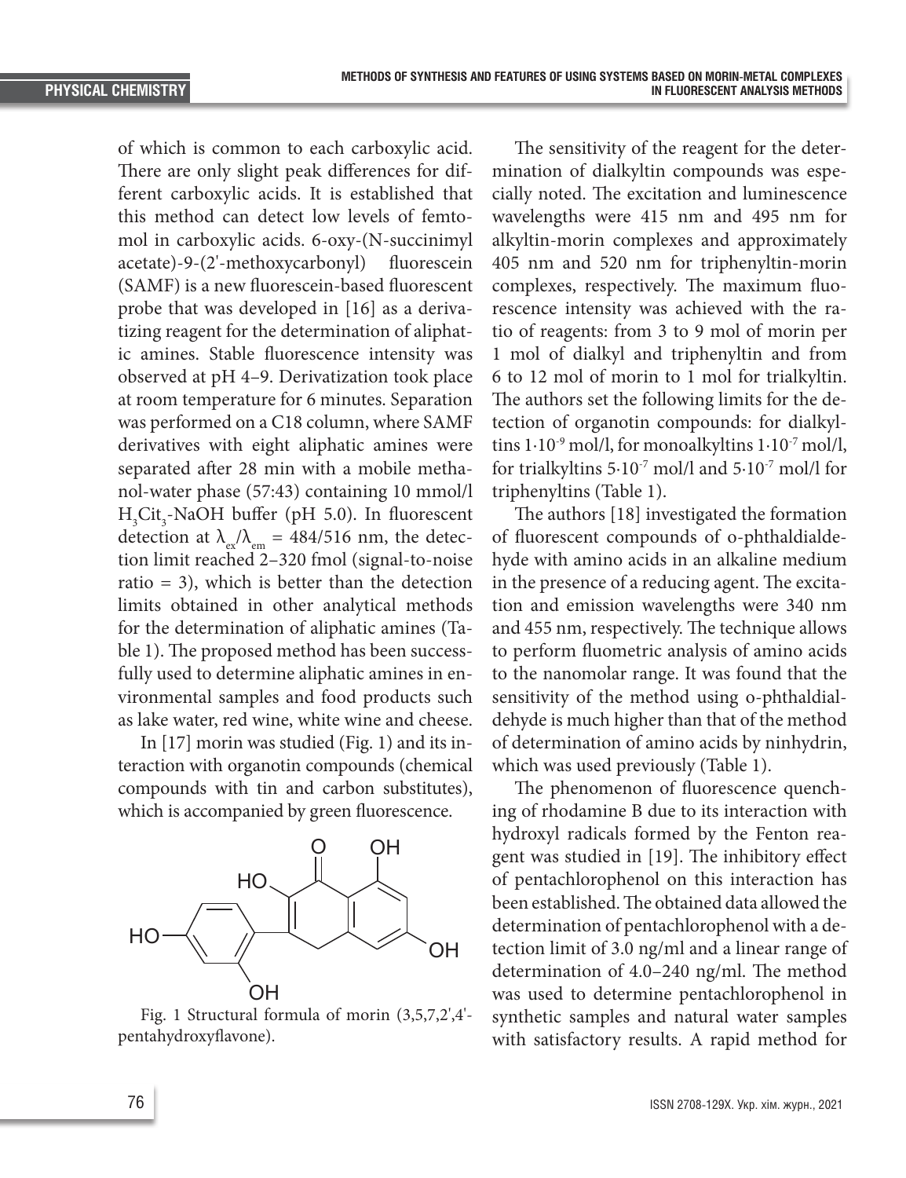of which is common to each carboxylic acid. There are only slight peak differences for different carboxylic acids. It is established that this method can detect low levels of femtomol in carboxylic acids. 6-oxy-(N-succinimyl acetate)-9-(2'-methoxycarbonyl) fluorescein (SAMF) is a new fluorescein-based fluorescent probe that was developed in [16] as a derivatizing reagent for the determination of aliphatic amines. Stable fluorescence intensity was observed at pH 4–9. Derivatization took place at room temperature for 6 minutes. Separation was performed on a C18 column, where SAMF derivatives with eight aliphatic amines were separated after 28 min with a mobile methanol-water phase (57:43) containing 10 mmol/l $H_3Cit_3$-NaOH buffer (pH 5.0). In fluorescent detection at $\lambda_{ex}/\lambda_{em}$ = 484/516 nm, the detection limit reached 2–320 fmol (signal-to-noise ratio = 3), which is better than the detection limits obtained in other analytical methods for the determination of aliphatic amines (Table 1). The proposed method has been successfully used to determine aliphatic amines in environmental samples and food products such as lake water, red wine, white wine and cheese.

In [17] morin was studied (Fig. 1) and its interaction with organotin compounds (chemical compounds with tin and carbon substitutes), which is accompanied by green fluorescence.

Fig. 1 Structural formula of morin (3,5,7,2',4'-pentahydroxyflavone).

The sensitivity of the reagent for the determination of dialkyltin compounds was especially noted. The excitation and luminescence wavelengths were 415 nm and 495 nm for alkyltin-morin complexes and approximately 405 nm and 520 nm for triphenyltin-morin complexes, respectively. The maximum fluorescence intensity was achieved with the ratio of reagents: from 3 to 9 mol of morin per 1 mol of dialkyl and triphenyltin and from 6 to 12 mol of morin to 1 mol for trialkyltin. The authors set the following limits for the detection of organotin compounds: for dialkyltins $1\cdot10^{-9}$ mol/l, for monoalkyltins $1\cdot10^{-7}$ mol/l, for trialkyltins $5\cdot10^{-7}$ mol/l and $5\cdot10^{-7}$ mol/l for triphenyltins (Table 1).

The authors [18] investigated the formation of fluorescent compounds of o-phthaldialdehyde with amino acids in an alkaline medium in the presence of a reducing agent. The excitation and emission wavelengths were 340 nm and 455 nm, respectively. The technique allows to perform fluometric analysis of amino acids to the nanomolar range. It was found that the sensitivity of the method using o-phthaldialdehyde is much higher than that of the method of determination of amino acids by ninhydrin, which was used previously (Table 1).

The phenomenon of fluorescence quenching of rhodamine B due to its interaction with hydroxyl radicals formed by the Fenton reagent was studied in [19]. The inhibitory effect of pentachlorophenol on this interaction has been established. The obtained data allowed the determination of pentachlorophenol with a detection limit of 3.0 ng/ml and a linear range of determination of 4.0–240 ng/ml. The method was used to determine pentachlorophenol in synthetic samples and natural water samples with satisfactory results. A rapid method for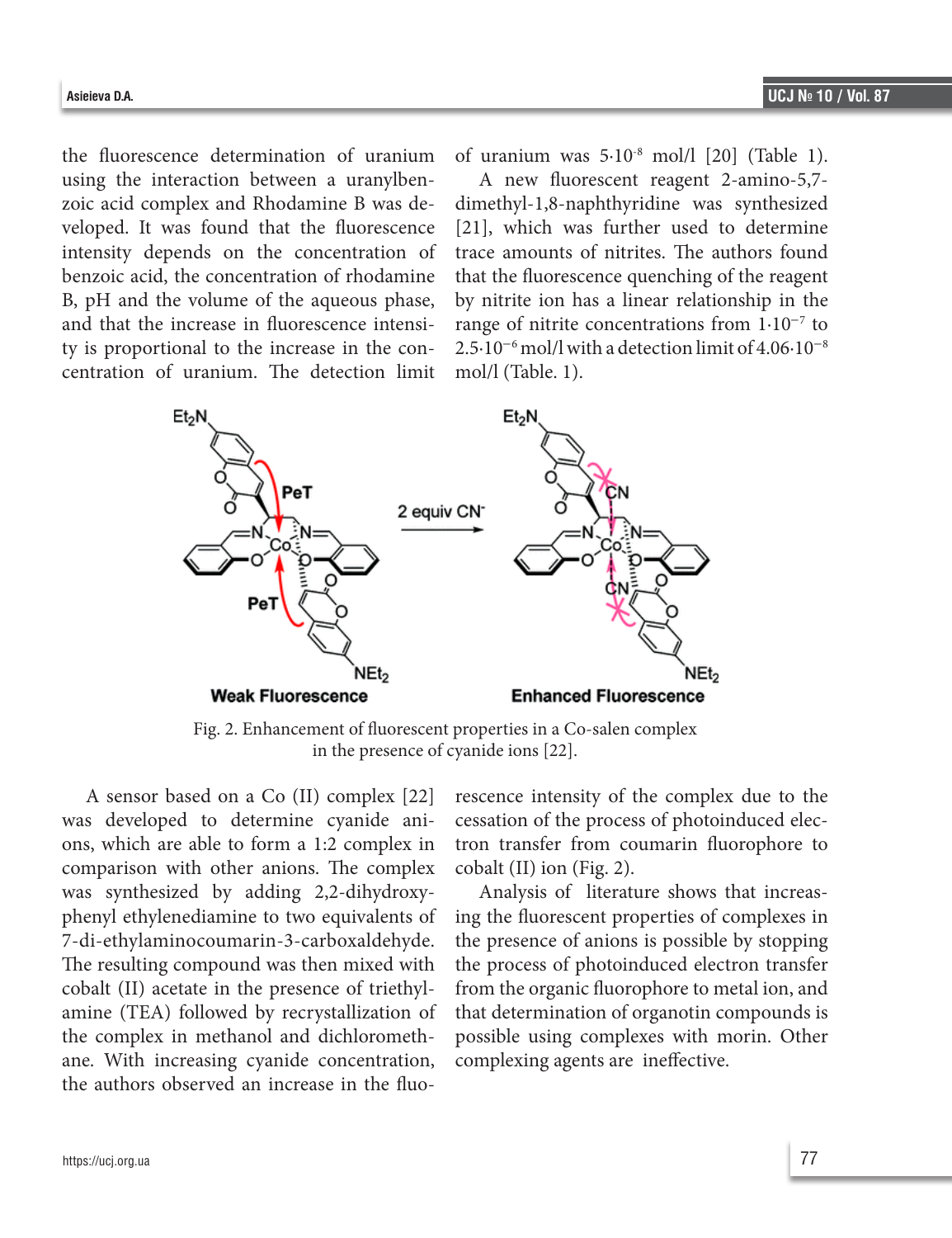the fluorescence determination of uranium using the interaction between a uranylbenzoic acid complex and Rhodamine B was developed. It was found that the fluorescence intensity depends on the concentration of benzoic acid, the concentration of rhodamine B, pH and the volume of the aqueous phase, and that the increase in fluorescence intensity is proportional to the increase in the concentration of uranium. The detection limit of uranium was $5\cdot10^{-8}$ mol/l [20] (Table 1).

A new fluorescent reagent 2-amino-5,7-dimethyl-1,8-naphthyridine was synthesized [21], which was further used to determine trace amounts of nitrites. The authors found that the fluorescence quenching of the reagent by nitrite ion has a linear relationship in the range of nitrite concentrations from $1\cdot10^{-7}$ to $2.5\cdot10^{-6}$ mol/l with a detection limit of $4.06\cdot10^{-8}$ mol/l (Table. 1).

Fig. 2. Enhancement of fluorescent properties in a Co-salen complex in the presence of cyanide ions [22].

A sensor based on a Co (II) complex [22] was developed to determine cyanide anions, which are able to form a 1:2 complex in comparison with other anions. The complex was synthesized by adding 2,2-dihydroxyphenyl ethylenediamine to two equivalents of 7-di-ethylaminocoumarin-3-carboxaldehyde. The resulting compound was then mixed with cobalt (II) acetate in the presence of triethylamine (TEA) followed by recrystallization of the complex in methanol and dichloromethane. With increasing cyanide concentration, the authors observed an increase in the fluorescence intensity of the complex due to the cessation of the process of photoinduced electron transfer from coumarin fluorophore to cobalt (II) ion (Fig. 2).

Analysis of literature shows that increasing the fluorescent properties of complexes in the presence of anions is possible by stopping the process of photoinduced electron transfer from the organic fluorophore to metal ion, and that determination of organotin compounds is possible using complexes with morin. Other complexing agents are ineffective.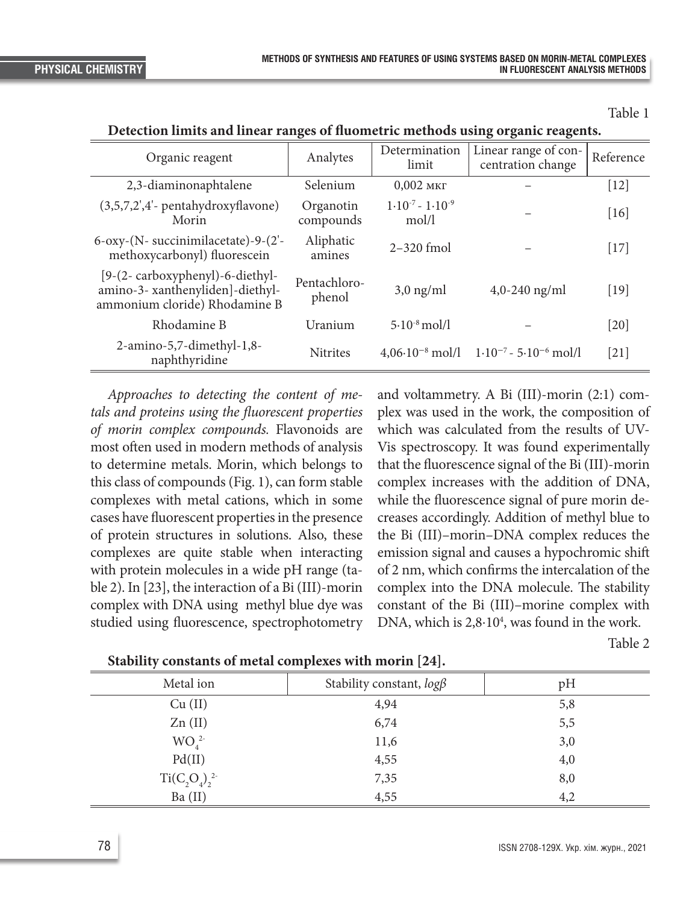Table 1

**Detection limits and linear ranges of fluometric methods using organic reagents.**

| Organic reagent | Analytes | Determination limit | Linear range of concentration change | Reference |
|---|---|---|---|---|
| 2,3-diaminonaphtalene | Selenium | 0,002 мкг | – | [12] |
| (3,5,7,2',4'- pentahydroxyflavone) Morin | Organotin compounds | $1{\cdot}10^{-7}$ - $1{\cdot}10^{-9}$ mol/l | – | [16] |
| 6-oxy-(N- succinimilacetate)-9-(2'-methoxycarbonyl) fluorescein | Aliphatic amines | 2–320 fmol | – | [17] |
| [9-(2- carboxyphenyl)-6-diethyl-amino-3- xanthenyliden]-diethyl-ammonium cloride) Rhodamine B | Pentachloro-phenol | 3,0 ng/ml | 4,0-240 ng/ml | [19] |
| Rhodamine B | Uranium | $5{\cdot}10^{-8}$ mol/l | – | [20] |
| 2-amino-5,7-dimethyl-1,8-naphthyridine | Nitrites | $4{,}06{\cdot}10^{-8}$ mol/l | $1{\cdot}10^{-7}$ - $5{\cdot}10^{-6}$ mol/l | [21] |

*Approaches to detecting the content of metals and proteins using the fluorescent properties of morin complex compounds.* Flavonoids are most often used in modern methods of analysis to determine metals. Morin, which belongs to this class of compounds (Fig. 1), can form stable complexes with metal cations, which in some cases have fluorescent properties in the presence of protein structures in solutions. Also, these complexes are quite stable when interacting with protein molecules in a wide pH range (table 2). In [23], the interaction of a Bi (III)-morin complex with DNA using methyl blue dye was studied using fluorescence, spectrophotometry and voltammetry. A Bi (III)-morin (2:1) complex was used in the work, the composition of which was calculated from the results of UV-Vis spectroscopy. It was found experimentally that the fluorescence signal of the Bi (III)-morin complex increases with the addition of DNA, while the fluorescence signal of pure morin decreases accordingly. Addition of methyl blue to the Bi (III)–morin–DNA complex reduces the emission signal and causes a hypochromic shift of 2 nm, which confirms the intercalation of the complex into the DNA molecule. The stability constant of the Bi (III)–morine complex with DNA, which is $2{,}8{\cdot}10^{4}$, was found in the work.

Table 2

**Stability constants of metal complexes with morin [24].**

| Metal ion | Stability constant, *logβ* | pH |
|---|---|---|
| Cu (II) | 4,94 | 5,8 |
| Zn (II) | 6,74 | 5,5 |
| $WO_4^{2-}$ | 11,6 | 3,0 |
| Pd(II) | 4,55 | 4,0 |
| $Ti(C_2O_4)_2^{2-}$ | 7,35 | 8,0 |
| Ba (II) | 4,55 | 4,2 |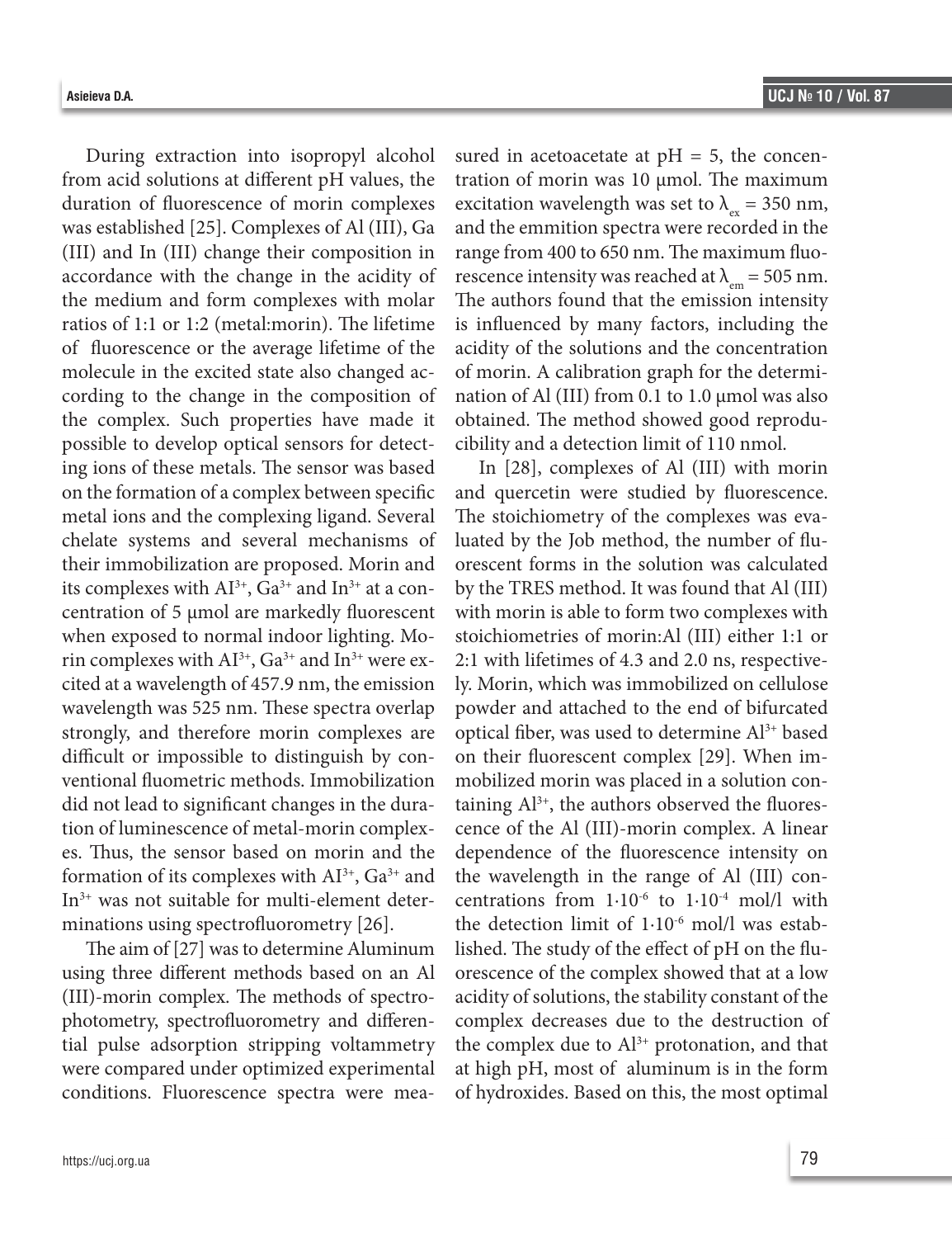During extraction into isopropyl alcohol from acid solutions at different pH values, the duration of fluorescence of morin complexes was established [25]. Complexes of Al (III), Ga (III) and In (III) change their composition in accordance with the change in the acidity of the medium and form complexes with molar ratios of 1:1 or 1:2 (metal:morin). The lifetime of fluorescence or the average lifetime of the molecule in the excited state also changed according to the change in the composition of the complex. Such properties have made it possible to develop optical sensors for detecting ions of these metals. The sensor was based on the formation of a complex between specific metal ions and the complexing ligand. Several chelate systems and several mechanisms of their immobilization are proposed. Morin and its complexes with $AI^{3+}$, $Ga^{3+}$ and $In^{3+}$ at a concentration of 5 μmol are markedly fluorescent when exposed to normal indoor lighting. Morin complexes with $AI^{3+}$, $Ga^{3+}$ and $In^{3+}$ were excited at a wavelength of 457.9 nm, the emission wavelength was 525 nm. These spectra overlap strongly, and therefore morin complexes are difficult or impossible to distinguish by conventional fluometric methods. Immobilization did not lead to significant changes in the duration of luminescence of metal-morin complexes. Thus, the sensor based on morin and the formation of its complexes with $AI^{3+}$, $Ga^{3+}$ and $In^{3+}$ was not suitable for multi-element determinations using spectrofluorometry [26].

The aim of [27] was to determine Aluminum using three different methods based on an Al (III)-morin complex. The methods of spectrophotometry, spectrofluorometry and differential pulse adsorption stripping voltammetry were compared under optimized experimental conditions. Fluorescence spectra were measured in acetoacetate at pH = 5, the concentration of morin was 10 μmol. The maximum excitation wavelength was set to $\lambda_{ex}$ = 350 nm, and the emmition spectra were recorded in the range from 400 to 650 nm. The maximum fluorescence intensity was reached at $\lambda_{em}$ = 505 nm. The authors found that the emission intensity is influenced by many factors, including the acidity of the solutions and the concentration of morin. A calibration graph for the determination of Al (III) from 0.1 to 1.0 μmol was also obtained. The method showed good reproducibility and a detection limit of 110 nmol.

In [28], complexes of Al (III) with morin and quercetin were studied by fluorescence. The stoichiometry of the complexes was evaluated by the Job method, the number of fluorescent forms in the solution was calculated by the TRES method. It was found that Al (III) with morin is able to form two complexes with stoichiometries of morin:Al (III) either 1:1 or 2:1 with lifetimes of 4.3 and 2.0 ns, respectively. Morin, which was immobilized on cellulose powder and attached to the end of bifurcated optical fiber, was used to determine $Al^{3+}$ based on their fluorescent complex [29]. When immobilized morin was placed in a solution containing $Al^{3+}$, the authors observed the fluorescence of the Al (III)-morin complex. A linear dependence of the fluorescence intensity on the wavelength in the range of Al (III) concentrations from $1\cdot10^{-6}$ to $1\cdot10^{-4}$ mol/l with the detection limit of $1\cdot10^{-6}$ mol/l was established. The study of the effect of pH on the fluorescence of the complex showed that at a low acidity of solutions, the stability constant of the complex decreases due to the destruction of the complex due to $Al^{3+}$ protonation, and that at high pH, most of aluminum is in the form of hydroxides. Based on this, the most optimal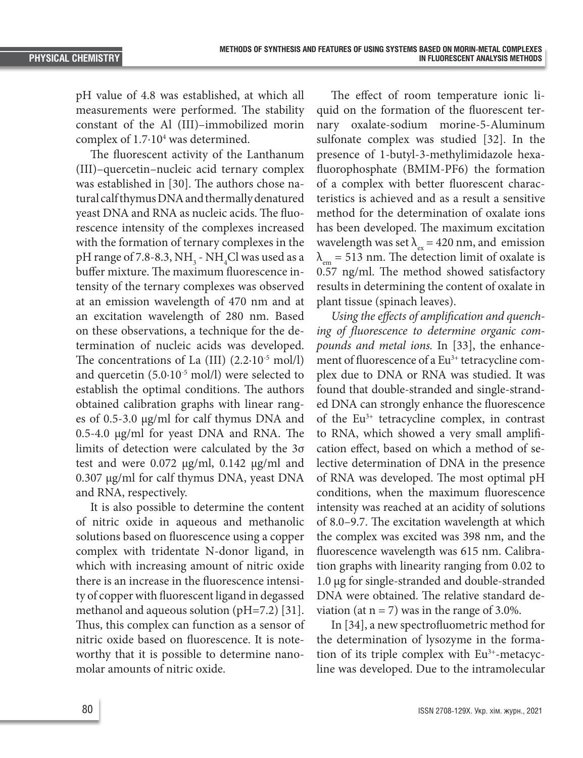pH value of 4.8 was established, at which all measurements were performed. The stability constant of the Al (III)–immobilized morin complex of $1.7 \cdot 10^4$ was determined.

The fluorescent activity of the Lanthanum (III)–quercetin–nucleic acid ternary complex was established in [30]. The authors chose natural calf thymus DNA and thermally denatured yeast DNA and RNA as nucleic acids. The fluorescence intensity of the complexes increased with the formation of ternary complexes in the pH range of 7.8-8.3, $NH_3$ - $NH_4Cl$ was used as a buffer mixture. The maximum fluorescence intensity of the ternary complexes was observed at an emission wavelength of 470 nm and at an excitation wavelength of 280 nm. Based on these observations, a technique for the determination of nucleic acids was developed. The concentrations of La (III) ($2.2 \cdot 10^{-5}$ mol/l) and quercetin ($5.0 \cdot 10^{-5}$ mol/l) were selected to establish the optimal conditions. The authors obtained calibration graphs with linear ranges of 0.5-3.0 μg/ml for calf thymus DNA and 0.5-4.0 μg/ml for yeast DNA and RNA. The limits of detection were calculated by the 3σ test and were 0.072 μg/ml, 0.142 μg/ml and 0.307 μg/ml for calf thymus DNA, yeast DNA and RNA, respectively.

It is also possible to determine the content of nitric oxide in aqueous and methanolic solutions based on fluorescence using a copper complex with tridentate N-donor ligand, in which with increasing amount of nitric oxide there is an increase in the fluorescence intensity of copper with fluorescent ligand in degassed methanol and aqueous solution (pH=7.2) [31]. Thus, this complex can function as a sensor of nitric oxide based on fluorescence. It is noteworthy that it is possible to determine nanomolar amounts of nitric oxide.

The effect of room temperature ionic liquid on the formation of the fluorescent ternary oxalate-sodium morine-5-Aluminum sulfonate complex was studied [32]. In the presence of 1-butyl-3-methylimidazole hexafluorophosphate (BMIM-PF6) the formation of a complex with better fluorescent characteristics is achieved and as a result a sensitive method for the determination of oxalate ions has been developed. The maximum excitation wavelength was set $\lambda_{ex}$ = 420 nm, and emission $\lambda_{em}$ = 513 nm. The detection limit of oxalate is 0.57 ng/ml. The method showed satisfactory results in determining the content of oxalate in plant tissue (spinach leaves).

*Using the effects of amplification and quenching of fluorescence to determine organic compounds and metal ions.* In [33], the enhancement of fluorescence of a $Eu^{3+}$ tetracycline complex due to DNA or RNA was studied. It was found that double-stranded and single-stranded DNA can strongly enhance the fluorescence of the $Eu^{3+}$ tetracycline complex, in contrast to RNA, which showed a very small amplification effect, based on which a method of selective determination of DNA in the presence of RNA was developed. The most optimal pH conditions, when the maximum fluorescence intensity was reached at an acidity of solutions of 8.0–9.7. The excitation wavelength at which the complex was excited was 398 nm, and the fluorescence wavelength was 615 nm. Calibration graphs with linearity ranging from 0.02 to 1.0 μg for single-stranded and double-stranded DNA were obtained. The relative standard deviation (at n = 7) was in the range of 3.0%.

In [34], a new spectrofluometric method for the determination of lysozyme in the formation of its triple complex with $Eu^{3+}$-metacycline was developed. Due to the intramolecular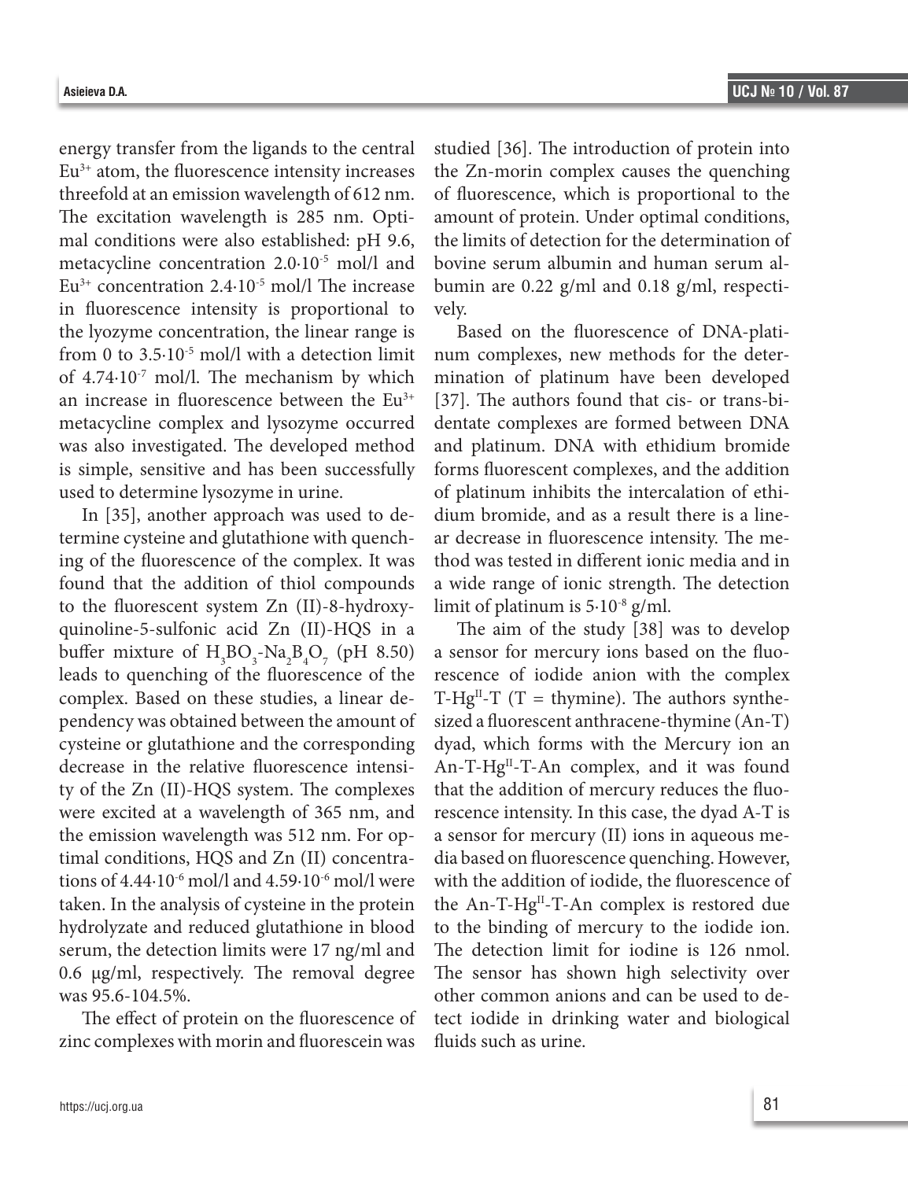energy transfer from the ligands to the central $Eu^{3+}$ atom, the fluorescence intensity increases threefold at an emission wavelength of 612 nm. The excitation wavelength is 285 nm. Optimal conditions were also established: pH 9.6, metacycline concentration $2.0 \cdot 10^{-5}$ mol/l and $Eu^{3+}$ concentration $2.4 \cdot 10^{-5}$ mol/l The increase in fluorescence intensity is proportional to the lyozyme concentration, the linear range is from 0 to $3.5 \cdot 10^{-5}$ mol/l with a detection limit of $4.74 \cdot 10^{-7}$ mol/l. The mechanism by which an increase in fluorescence between the $Eu^{3+}$ metacycline complex and lysozyme occurred was also investigated. The developed method is simple, sensitive and has been successfully used to determine lysozyme in urine.

In [35], another approach was used to determine cysteine and glutathione with quenching of the fluorescence of the complex. It was found that the addition of thiol compounds to the fluorescent system Zn (II)-8-hydroxyquinoline-5-sulfonic acid Zn (II)-HQS in a buffer mixture of $H_3BO_3$-$Na_2B_4O_7$ (pH 8.50) leads to quenching of the fluorescence of the complex. Based on these studies, a linear dependency was obtained between the amount of cysteine or glutathione and the corresponding decrease in the relative fluorescence intensity of the Zn (II)-HQS system. The complexes were excited at a wavelength of 365 nm, and the emission wavelength was 512 nm. For optimal conditions, HQS and Zn (II) concentrations of $4.44 \cdot 10^{-6}$ mol/l and $4.59 \cdot 10^{-6}$ mol/l were taken. In the analysis of cysteine in the protein hydrolyzate and reduced glutathione in blood serum, the detection limits were 17 ng/ml and 0.6 μg/ml, respectively. The removal degree was 95.6-104.5%.

The effect of protein on the fluorescence of zinc complexes with morin and fluorescein was studied [36]. The introduction of protein into the Zn-morin complex causes the quenching of fluorescence, which is proportional to the amount of protein. Under optimal conditions, the limits of detection for the determination of bovine serum albumin and human serum albumin are 0.22 g/ml and 0.18 g/ml, respectively.

Based on the fluorescence of DNA-platinum complexes, new methods for the determination of platinum have been developed [37]. The authors found that cis- or trans-bidentate complexes are formed between DNA and platinum. DNA with ethidium bromide forms fluorescent complexes, and the addition of platinum inhibits the intercalation of ethidium bromide, and as a result there is a linear decrease in fluorescence intensity. The method was tested in different ionic media and in a wide range of ionic strength. The detection limit of platinum is $5 \cdot 10^{-8}$ g/ml.

The aim of the study [38] was to develop a sensor for mercury ions based on the fluorescence of iodide anion with the complex T-$Hg^{II}$-T (T = thymine). The authors synthesized a fluorescent anthracene-thymine (An-T) dyad, which forms with the Mercury ion an An-T-$Hg^{II}$-T-An complex, and it was found that the addition of mercury reduces the fluorescence intensity. In this case, the dyad A-T is a sensor for mercury (II) ions in aqueous media based on fluorescence quenching. However, with the addition of iodide, the fluorescence of the An-T-$Hg^{II}$-T-An complex is restored due to the binding of mercury to the iodide ion. The detection limit for iodine is 126 nmol. The sensor has shown high selectivity over other common anions and can be used to detect iodide in drinking water and biological fluids such as urine.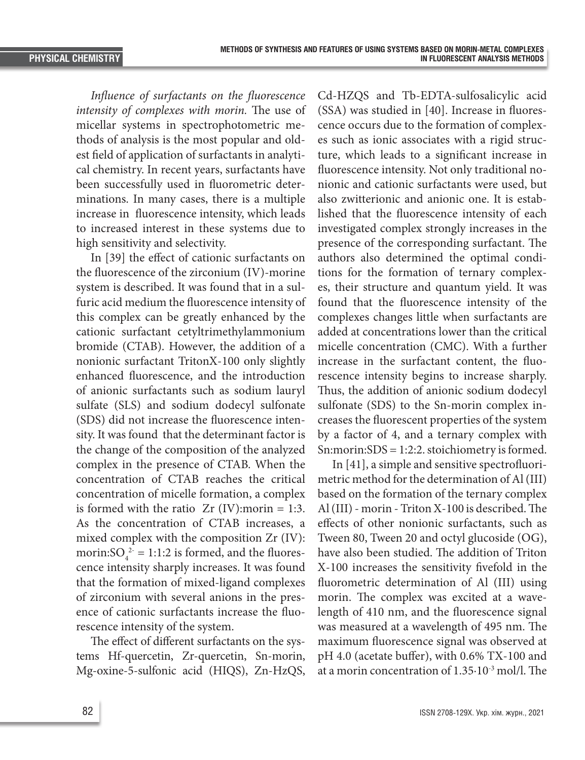*Influence of surfactants on the fluorescence intensity of complexes with morin.* The use of micellar systems in spectrophotometric methods of analysis is the most popular and oldest field of application of surfactants in analytical chemistry. In recent years, surfactants have been successfully used in fluorometric determinations. In many cases, there is a multiple increase in fluorescence intensity, which leads to increased interest in these systems due to high sensitivity and selectivity.

In [39] the effect of cationic surfactants on the fluorescence of the zirconium (IV)-morine system is described. It was found that in a sulfuric acid medium the fluorescence intensity of this complex can be greatly enhanced by the cationic surfactant cetyltrimethylammonium bromide (CTAB). However, the addition of a nonionic surfactant TritonX-100 only slightly enhanced fluorescence, and the introduction of anionic surfactants such as sodium lauryl sulfate (SLS) and sodium dodecyl sulfonate (SDS) did not increase the fluorescence intensity. It was found that the determinant factor is the change of the composition of the analyzed complex in the presence of CTAB. When the concentration of CTAB reaches the critical concentration of micelle formation, a complex is formed with the ratio Zr (IV):morin = 1:3. As the concentration of CTAB increases, a mixed complex with the composition Zr (IV): morin:$SO_4^{2-}$ = 1:1:2 is formed, and the fluorescence intensity sharply increases. It was found that the formation of mixed-ligand complexes of zirconium with several anions in the presence of cationic surfactants increase the fluorescence intensity of the system.

The effect of different surfactants on the systems Hf-quercetin, Zr-quercetin, Sn-morin, Mg-oxine-5-sulfonic acid (HIQS), Zn-HzQS, Cd-HZQS and Tb-EDTA-sulfosalicylic acid (SSA) was studied in [40]. Increase in fluorescence occurs due to the formation of complexes such as ionic associates with a rigid structure, which leads to a significant increase in fluorescence intensity. Not only traditional nonionic and cationic surfactants were used, but also zwitterionic and anionic one. It is established that the fluorescence intensity of each investigated complex strongly increases in the presence of the corresponding surfactant. The authors also determined the optimal conditions for the formation of ternary complexes, their structure and quantum yield. It was found that the fluorescence intensity of the complexes changes little when surfactants are added at concentrations lower than the critical micelle concentration (CMC). With a further increase in the surfactant content, the fluorescence intensity begins to increase sharply. Thus, the addition of anionic sodium dodecyl sulfonate (SDS) to the Sn-morin complex increases the fluorescent properties of the system by a factor of 4, and a ternary complex with Sn:morin:SDS = 1:2:2. stoichiometry is formed.

In [41], a simple and sensitive spectrofluorimetric method for the determination of Al (III) based on the formation of the ternary complex Al (III) - morin - Triton X-100 is described. The effects of other nonionic surfactants, such as Tween 80, Tween 20 and octyl glucoside (OG), have also been studied. The addition of Triton X-100 increases the sensitivity fivefold in the fluorometric determination of Al (III) using morin. The complex was excited at a wavelength of 410 nm, and the fluorescence signal was measured at a wavelength of 495 nm. The maximum fluorescence signal was observed at pH 4.0 (acetate buffer), with 0.6% TX-100 and at a morin concentration of $1.35 \cdot 10^{-3}$ mol/l. The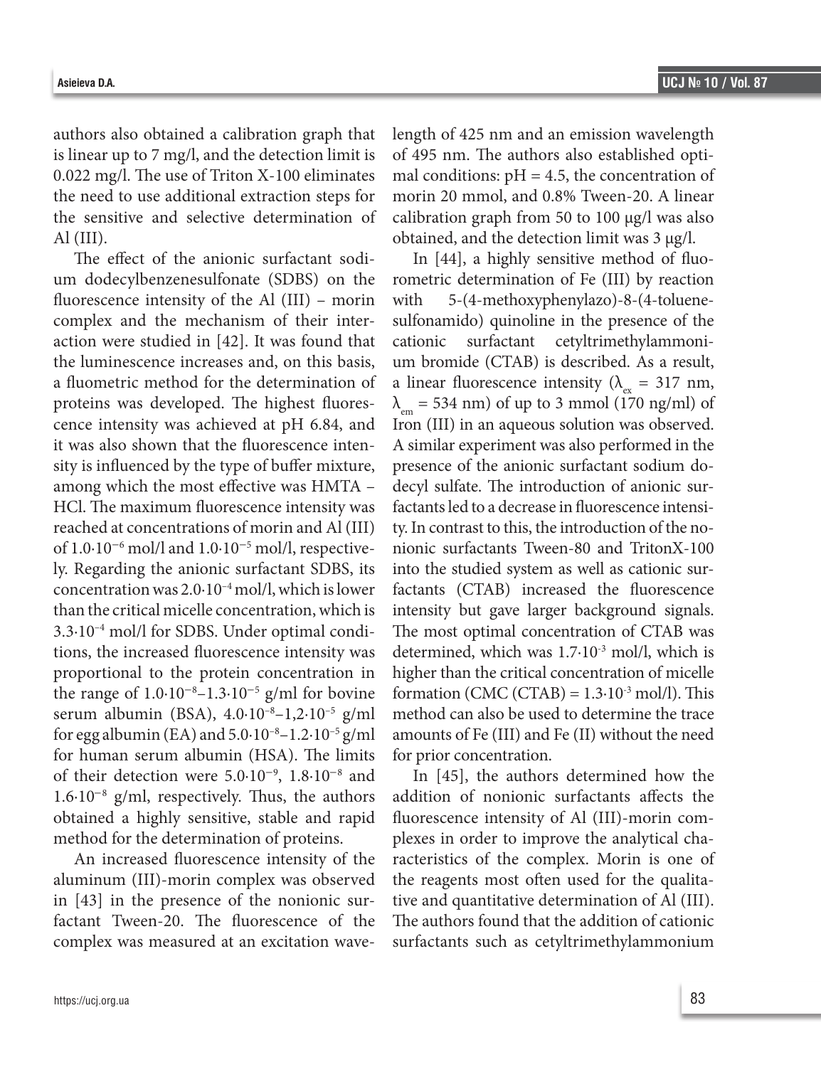authors also obtained a calibration graph that is linear up to 7 mg/l, and the detection limit is 0.022 mg/l. The use of Triton X-100 eliminates the need to use additional extraction steps for the sensitive and selective determination of Al (III).

The effect of the anionic surfactant sodium dodecylbenzenesulfonate (SDBS) on the fluorescence intensity of the Al (III) – morin complex and the mechanism of their interaction were studied in [42]. It was found that the luminescence increases and, on this basis, a fluometric method for the determination of proteins was developed. The highest fluorescence intensity was achieved at pH 6.84, and it was also shown that the fluorescence intensity is influenced by the type of buffer mixture, among which the most effective was HMTA – HCl. The maximum fluorescence intensity was reached at concentrations of morin and Al (III) of $1.0 \cdot 10^{-6}$ mol/l and $1.0 \cdot 10^{-5}$ mol/l, respectively. Regarding the anionic surfactant SDBS, its concentration was $2.0 \cdot 10^{-4}$ mol/l, which is lower than the critical micelle concentration, which is $3.3 \cdot 10^{-4}$ mol/l for SDBS. Under optimal conditions, the increased fluorescence intensity was proportional to the protein concentration in the range of $1.0 \cdot 10^{-8}$–$1.3 \cdot 10^{-5}$ g/ml for bovine serum albumin (BSA), $4.0 \cdot 10^{-8}$–$1{,}2 \cdot 10^{-5}$ g/ml for egg albumin (EA) and $5.0 \cdot 10^{-8}$–$1.2 \cdot 10^{-5}$ g/ml for human serum albumin (HSA). The limits of their detection were $5.0 \cdot 10^{-9}$, $1.8 \cdot 10^{-8}$ and $1.6 \cdot 10^{-8}$ g/ml, respectively. Thus, the authors obtained a highly sensitive, stable and rapid method for the determination of proteins.

An increased fluorescence intensity of the aluminum (III)-morin complex was observed in [43] in the presence of the nonionic surfactant Tween-20. The fluorescence of the complex was measured at an excitation wavelength of 425 nm and an emission wavelength of 495 nm. The authors also established optimal conditions: pH = 4.5, the concentration of morin 20 mmol, and 0.8% Tween-20. A linear calibration graph from 50 to 100 μg/l was also obtained, and the detection limit was 3 μg/l.

In [44], a highly sensitive method of fluorometric determination of Fe (III) by reaction with 5-(4-methoxyphenylazo)-8-(4-toluenesulfonamido) quinoline in the presence of the cationic surfactant cetyltrimethylammonium bromide (CTAB) is described. As a result, a linear fluorescence intensity ($\lambda_{ex}$ = 317 nm, $\lambda_{em}$ = 534 nm) of up to 3 mmol (170 ng/ml) of Iron (III) in an aqueous solution was observed. A similar experiment was also performed in the presence of the anionic surfactant sodium dodecyl sulfate. The introduction of anionic surfactants led to a decrease in fluorescence intensity. In contrast to this, the introduction of the nonionic surfactants Tween-80 and TritonX-100 into the studied system as well as cationic surfactants (CTAB) increased the fluorescence intensity but gave larger background signals. The most optimal concentration of CTAB was determined, which was $1.7 \cdot 10^{-3}$ mol/l, which is higher than the critical concentration of micelle formation (CMC (CTAB) = $1.3 \cdot 10^{-3}$ mol/l). This method can also be used to determine the trace amounts of Fe (III) and Fe (II) without the need for prior concentration.

In [45], the authors determined how the addition of nonionic surfactants affects the fluorescence intensity of Al (III)-morin complexes in order to improve the analytical characteristics of the complex. Morin is one of the reagents most often used for the qualitative and quantitative determination of Al (III). The authors found that the addition of cationic surfactants such as cetyltrimethylammonium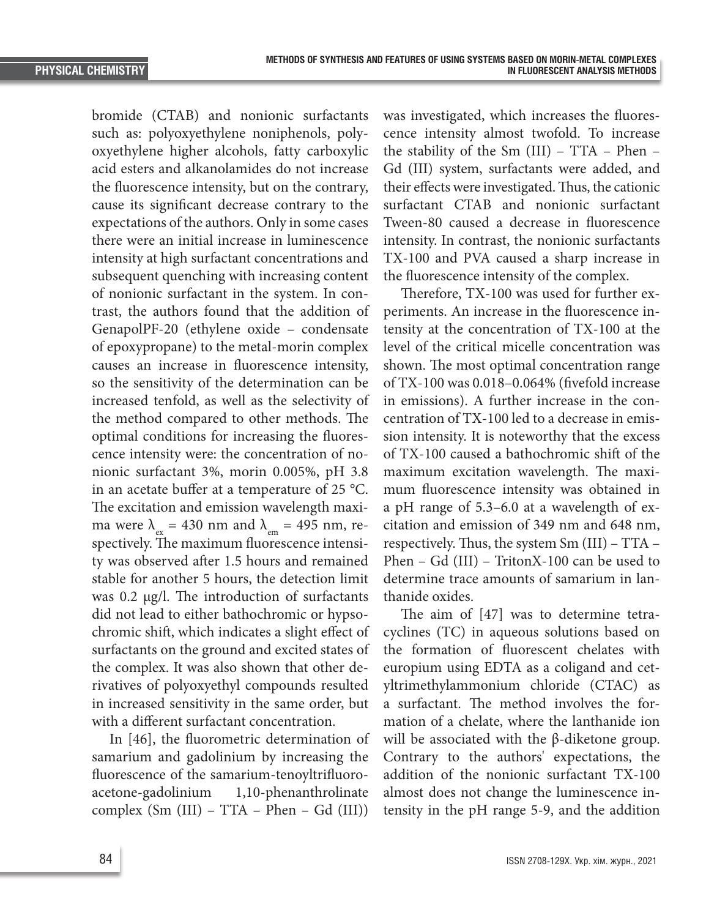bromide (CTAB) and nonionic surfactants such as: polyoxyethylene noniphenols, polyoxyethylene higher alcohols, fatty carboxylic acid esters and alkanolamides do not increase the fluorescence intensity, but on the contrary, cause its significant decrease contrary to the expectations of the authors. Only in some cases there were an initial increase in luminescence intensity at high surfactant concentrations and subsequent quenching with increasing content of nonionic surfactant in the system. In contrast, the authors found that the addition of GenapolPF-20 (ethylene oxide – condensate of epoxypropane) to the metal-morin complex causes an increase in fluorescence intensity, so the sensitivity of the determination can be increased tenfold, as well as the selectivity of the method compared to other methods. The optimal conditions for increasing the fluorescence intensity were: the concentration of nonionic surfactant 3%, morin 0.005%, pH 3.8 in an acetate buffer at a temperature of 25 °C. The excitation and emission wavelength maxima were $\lambda_{ex}$ = 430 nm and $\lambda_{em}$ = 495 nm, respectively. The maximum fluorescence intensity was observed after 1.5 hours and remained stable for another 5 hours, the detection limit was 0.2 μg/l. The introduction of surfactants did not lead to either bathochromic or hypsochromic shift, which indicates a slight effect of surfactants on the ground and excited states of the complex. It was also shown that other derivatives of polyoxyethyl compounds resulted in increased sensitivity in the same order, but with a different surfactant concentration.

In [46], the fluorometric determination of samarium and gadolinium by increasing the fluorescence of the samarium-tenoyltrifluoroacetone-gadolinium 1,10-phenanthrolinate complex (Sm (III) – TTA – Phen – Gd (III)) was investigated, which increases the fluorescence intensity almost twofold. To increase the stability of the Sm (III) – TTA – Phen – Gd (III) system, surfactants were added, and their effects were investigated. Thus, the cationic surfactant CTAB and nonionic surfactant Tween-80 caused a decrease in fluorescence intensity. In contrast, the nonionic surfactants TX-100 and PVA caused a sharp increase in the fluorescence intensity of the complex.

Therefore, TX-100 was used for further experiments. An increase in the fluorescence intensity at the concentration of TX-100 at the level of the critical micelle concentration was shown. The most optimal concentration range of TX-100 was 0.018–0.064% (fivefold increase in emissions). A further increase in the concentration of TX-100 led to a decrease in emission intensity. It is noteworthy that the excess of TX-100 caused a bathochromic shift of the maximum excitation wavelength. The maximum fluorescence intensity was obtained in a pH range of 5.3–6.0 at a wavelength of excitation and emission of 349 nm and 648 nm, respectively. Thus, the system Sm (III) – TTA – Phen – Gd (III) – TritonX-100 can be used to determine trace amounts of samarium in lanthanide oxides.

The aim of [47] was to determine tetracyclines (TC) in aqueous solutions based on the formation of fluorescent chelates with europium using EDTA as a coligand and cetyltrimethylammonium chloride (CTAC) as a surfactant. The method involves the formation of a chelate, where the lanthanide ion will be associated with the β-diketone group. Contrary to the authors' expectations, the addition of the nonionic surfactant TX-100 almost does not change the luminescence intensity in the pH range 5-9, and the addition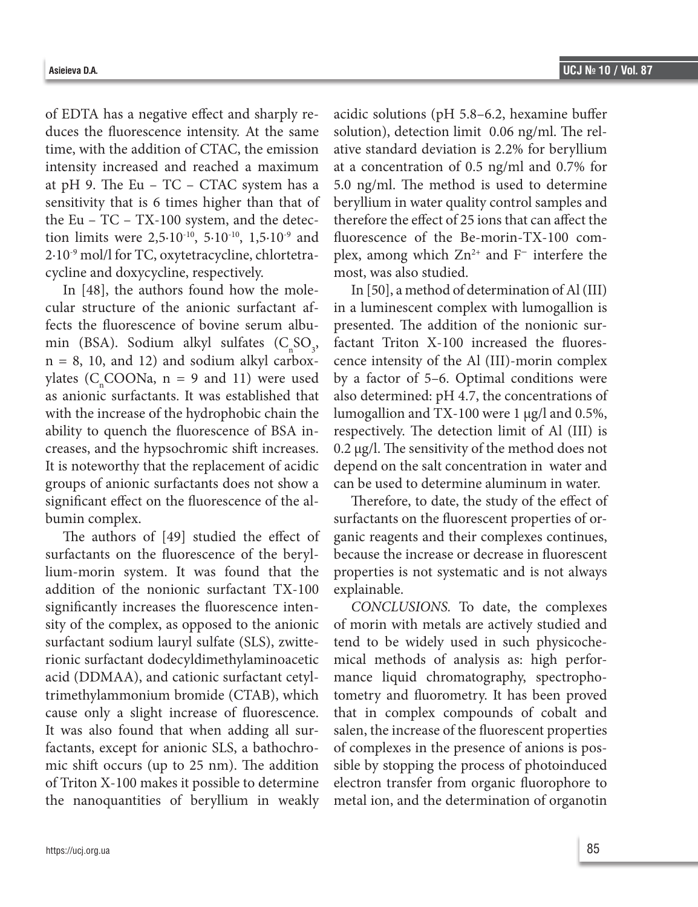of EDTA has a negative effect and sharply reduces the fluorescence intensity. At the same time, with the addition of CTAC, the emission intensity increased and reached a maximum at pH 9. The Eu – TC – CTAC system has a sensitivity that is 6 times higher than that of the Eu – TC – TX-100 system, and the detection limits were $2{,}5\cdot10^{-10}$, $5\cdot10^{-10}$, $1{,}5\cdot10^{-9}$ and $2\cdot10^{-9}$ mol/l for TC, oxytetracycline, chlortetracycline and doxycycline, respectively.

In [48], the authors found how the molecular structure of the anionic surfactant affects the fluorescence of bovine serum albumin (BSA). Sodium alkyl sulfates ($C_nSO_3$, n = 8, 10, and 12) and sodium alkyl carboxylates ($C_nCOONa$, n = 9 and 11) were used as anionic surfactants. It was established that with the increase of the hydrophobic chain the ability to quench the fluorescence of BSA increases, and the hypsochromic shift increases. It is noteworthy that the replacement of acidic groups of anionic surfactants does not show a significant effect on the fluorescence of the albumin complex.

The authors of [49] studied the effect of surfactants on the fluorescence of the beryllium-morin system. It was found that the addition of the nonionic surfactant TX-100 significantly increases the fluorescence intensity of the complex, as opposed to the anionic surfactant sodium lauryl sulfate (SLS), zwitterionic surfactant dodecyldimethylaminoacetic acid (DDMAA), and cationic surfactant cetyltrimethylammonium bromide (CTAB), which cause only a slight increase of fluorescence. It was also found that when adding all surfactants, except for anionic SLS, a bathochromic shift occurs (up to 25 nm). The addition of Triton X-100 makes it possible to determine the nanoquantities of beryllium in weakly acidic solutions (pH 5.8–6.2, hexamine buffer solution), detection limit 0.06 ng/ml. The relative standard deviation is 2.2% for beryllium at a concentration of 0.5 ng/ml and 0.7% for 5.0 ng/ml. The method is used to determine beryllium in water quality control samples and therefore the effect of 25 ions that can affect the fluorescence of the Be-morin-TX-100 complex, among which $Zn^{2+}$ and $F^{-}$ interfere the most, was also studied.

In [50], a method of determination of Al (III) in a luminescent complex with lumogallion is presented. The addition of the nonionic surfactant Triton X-100 increased the fluorescence intensity of the Al (III)-morin complex by a factor of 5–6. Optimal conditions were also determined: pH 4.7, the concentrations of lumogallion and TX-100 were 1 μg/l and 0.5%, respectively. The detection limit of Al (III) is 0.2 μg/l. The sensitivity of the method does not depend on the salt concentration in water and can be used to determine aluminum in water.

Therefore, to date, the study of the effect of surfactants on the fluorescent properties of organic reagents and their complexes continues, because the increase or decrease in fluorescent properties is not systematic and is not always explainable.

*CONCLUSIONS.* To date, the complexes of morin with metals are actively studied and tend to be widely used in such physicochemical methods of analysis as: high performance liquid chromatography, spectrophotometry and fluorometry. It has been proved that in complex compounds of cobalt and salen, the increase of the fluorescent properties of complexes in the presence of anions is possible by stopping the process of photoinduced electron transfer from organic fluorophore to metal ion, and the determination of organotin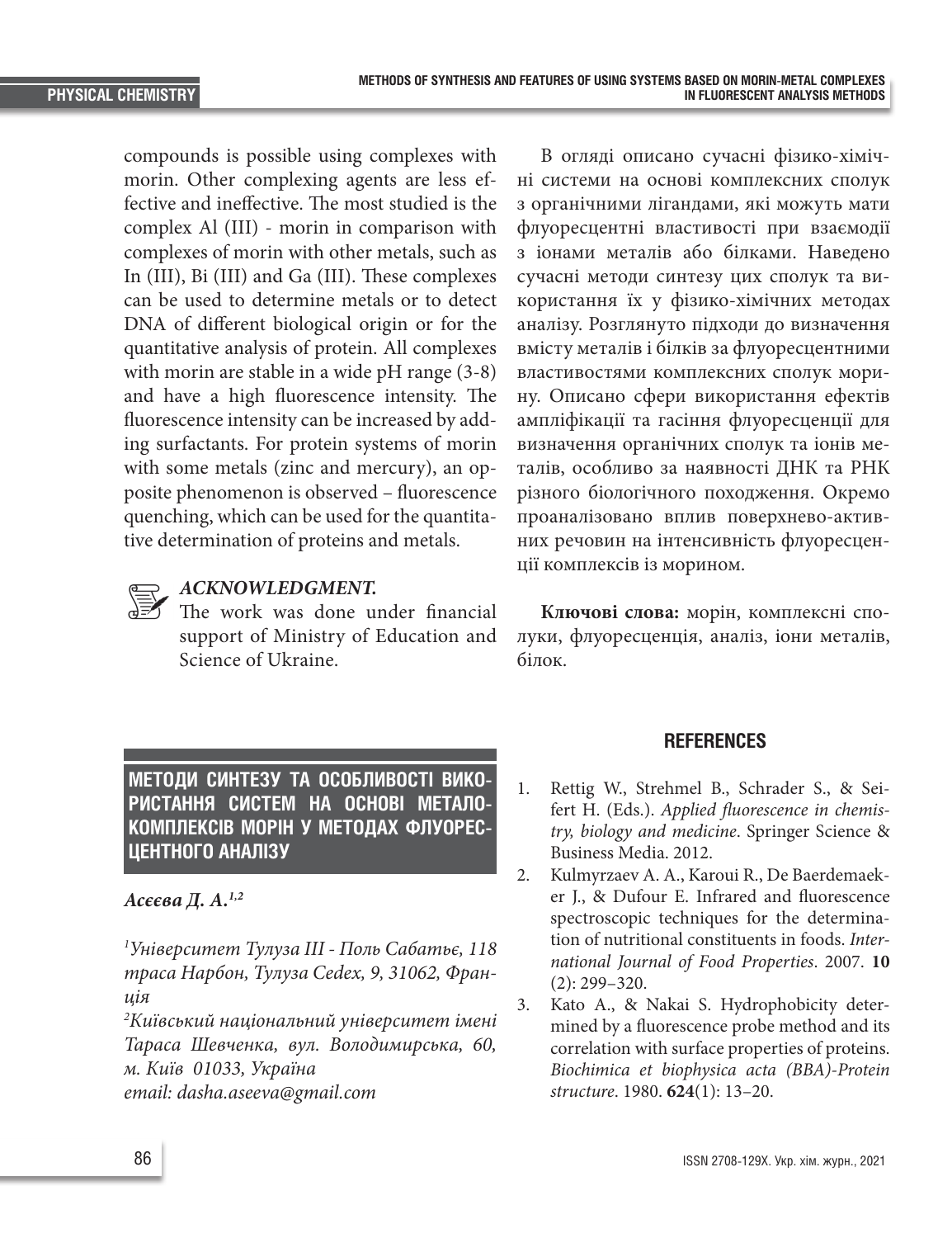compounds is possible using complexes with morin. Other complexing agents are less effective and ineffective. The most studied is the complex Al (III) - morin in comparison with complexes of morin with other metals, such as In (III), Bi (III) and Ga (III). These complexes can be used to determine metals or to detect DNA of different biological origin or for the quantitative analysis of protein. All complexes with morin are stable in a wide pH range (3-8) and have a high fluorescence intensity. The fluorescence intensity can be increased by adding surfactants. For protein systems of morin with some metals (zinc and mercury), an opposite phenomenon is observed – fluorescence quenching, which can be used for the quantitative determination of proteins and metals.

***ACKNOWLEDGMENT.***
The work was done under financial support of Ministry of Education and Science of Ukraine.

## МЕТОДИ СИНТЕЗУ ТА ОСОБЛИВОСТІ ВИКОРИСТАННЯ СИСТЕМ НА ОСНОВІ МЕТАЛОКОМПЛЕКСІВ МОРІН У МЕТОДАХ ФЛУОРЕСЦЕНТНОГО АНАЛІЗУ

***Асєєва Д. А.***[1,2]

*[1]Університет Тулуза III - Поль Сабатьє, 118 траса Нарбон, Тулуза Cedex, 9, 31062, Франція*

*[2]Київський національний університет імені Тараса Шевченка, вул. Володимирська, 60, м. Київ 01033, Україна*

*email: dasha.aseeva@gmail.com*

В огляді описано сучасні фізико-хімічні системи на основі комплексних сполук з органічними лігандами, які можуть мати флуоресцентні властивості при взаємодії з іонами металів або білками. Наведено сучасні методи синтезу цих сполук та використання їх у фізико-хімічних методах аналізу. Розглянуто підходи до визначення вмісту металів і білків за флуоресцентними властивостями комплексних сполук морину. Описано сфери використання ефектів ампліфікації та гасіння флуоресценції для визначення органічних сполук та іонів металів, особливо за наявності ДНК та РНК різного біологічного походження. Окремо проаналізовано вплив поверхнево-активних речовин на інтенсивність флуоресценції комплексів із морином.

**Ключові слова:** морін, комплексні сполуки, флуоресценція, аналіз, іони металів, білок.

## REFERENCES

1. Rettig W., Strehmel B., Schrader S., & Seifert H. (Eds.). *Applied fluorescence in chemistry, biology and medicine*. Springer Science & Business Media. 2012.
2. Kulmyrzaev A. A., Karoui R., De Baerdemaeker J., & Dufour E. Infrared and fluorescence spectroscopic techniques for the determination of nutritional constituents in foods. *International Journal of Food Properties*. 2007. **10** (2): 299–320.
3. Kato A., & Nakai S. Hydrophobicity determined by a fluorescence probe method and its correlation with surface properties of proteins. *Biochimica et biophysica acta (BBA)-Protein structure*. 1980. **624**(1): 13–20.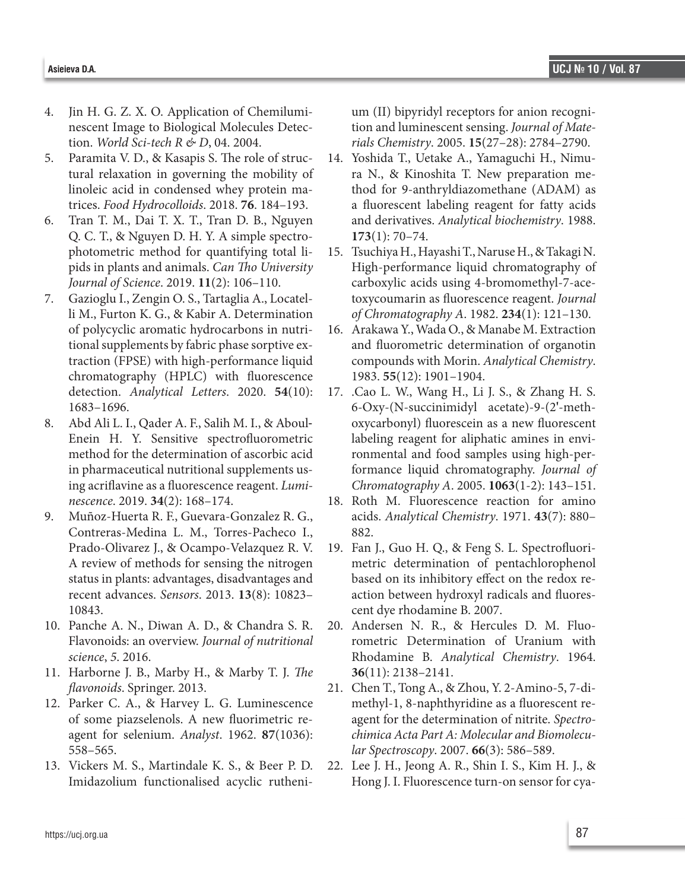4. Jin H. G. Z. X. O. Application of Chemiluminescent Image to Biological Molecules Detection. *World Sci-tech R & D*, 04. 2004.
5. Paramita V. D., & Kasapis S. The role of structural relaxation in governing the mobility of linoleic acid in condensed whey protein matrices. *Food Hydrocolloids*. 2018. **76**. 184–193.
6. Tran T. M., Dai T. X. T., Tran D. B., Nguyen Q. C. T., & Nguyen D. H. Y. A simple spectrophotometric method for quantifying total lipids in plants and animals. *Can Tho University Journal of Science*. 2019. **11**(2): 106–110.
7. Gazioglu I., Zengin O. S., Tartaglia A., Locatelli M., Furton K. G., & Kabir A. Determination of polycyclic aromatic hydrocarbons in nutritional supplements by fabric phase sorptive extraction (FPSE) with high-performance liquid chromatography (HPLC) with fluorescence detection. *Analytical Letters*. 2020. **54**(10): 1683–1696.
8. Abd Ali L. I., Qader A. F., Salih M. I., & Aboul-Enein H. Y. Sensitive spectrofluorometric method for the determination of ascorbic acid in pharmaceutical nutritional supplements using acriflavine as a fluorescence reagent. *Luminescence*. 2019. **34**(2): 168–174.
9. Muñoz-Huerta R. F., Guevara-Gonzalez R. G., Contreras-Medina L. M., Torres-Pacheco I., Prado-Olivarez J., & Ocampo-Velazquez R. V. A review of methods for sensing the nitrogen status in plants: advantages, disadvantages and recent advances. *Sensors*. 2013. **13**(8): 10823–10843.
10. Panche A. N., Diwan A. D., & Chandra S. R. Flavonoids: an overview. *Journal of nutritional science*, *5*. 2016.
11. Harborne J. B., Marby H., & Marby T. J. *The flavonoids*. Springer. 2013.
12. Parker C. A., & Harvey L. G. Luminescence of some piazselenols. A new fluorimetric reagent for selenium. *Analyst*. 1962. **87**(1036): 558–565.
13. Vickers M. S., Martindale K. S., & Beer P. D. Imidazolium functionalised acyclic ruthenium (II) bipyridyl receptors for anion recognition and luminescent sensing. *Journal of Materials Chemistry*. 2005. **15**(27–28): 2784–2790.
14. Yoshida T., Uetake A., Yamaguchi H., Nimura N., & Kinoshita T. New preparation method for 9-anthryldiazomethane (ADAM) as a fluorescent labeling reagent for fatty acids and derivatives. *Analytical biochemistry*. 1988. **173**(1): 70–74.
15. Tsuchiya H., Hayashi T., Naruse H., & Takagi N. High-performance liquid chromatography of carboxylic acids using 4-bromomethyl-7-acetoxycoumarin as fluorescence reagent. *Journal of Chromatography A*. 1982. **234**(1): 121–130.
16. Arakawa Y., Wada O., & Manabe M. Extraction and fluorometric determination of organotin compounds with Morin. *Analytical Chemistry*. 1983. **55**(12): 1901–1904.
17. .Cao L. W., Wang H., Li J. S., & Zhang H. S. 6-Oxy-(N-succinimidyl acetate)-9-(2'-methoxycarbonyl) fluorescein as a new fluorescent labeling reagent for aliphatic amines in environmental and food samples using high-performance liquid chromatography. *Journal of Chromatography A*. 2005. **1063**(1-2): 143–151.
18. Roth M. Fluorescence reaction for amino acids. *Analytical Chemistry*. 1971. **43**(7): 880–882.
19. Fan J., Guo H. Q., & Feng S. L. Spectrofluorimetric determination of pentachlorophenol based on its inhibitory effect on the redox reaction between hydroxyl radicals and fluorescent dye rhodamine B. 2007.
20. Andersen N. R., & Hercules D. M. Fluorometric Determination of Uranium with Rhodamine B. *Analytical Chemistry*. 1964. **36**(11): 2138–2141.
21. Chen T., Tong A., & Zhou, Y. 2-Amino-5, 7-dimethyl-1, 8-naphthyridine as a fluorescent reagent for the determination of nitrite. *Spectrochimica Acta Part A: Molecular and Biomolecular Spectroscopy*. 2007. **66**(3): 586–589.
22. Lee J. H., Jeong A. R., Shin I. S., Kim H. J., & Hong J. I. Fluorescence turn-on sensor for cya-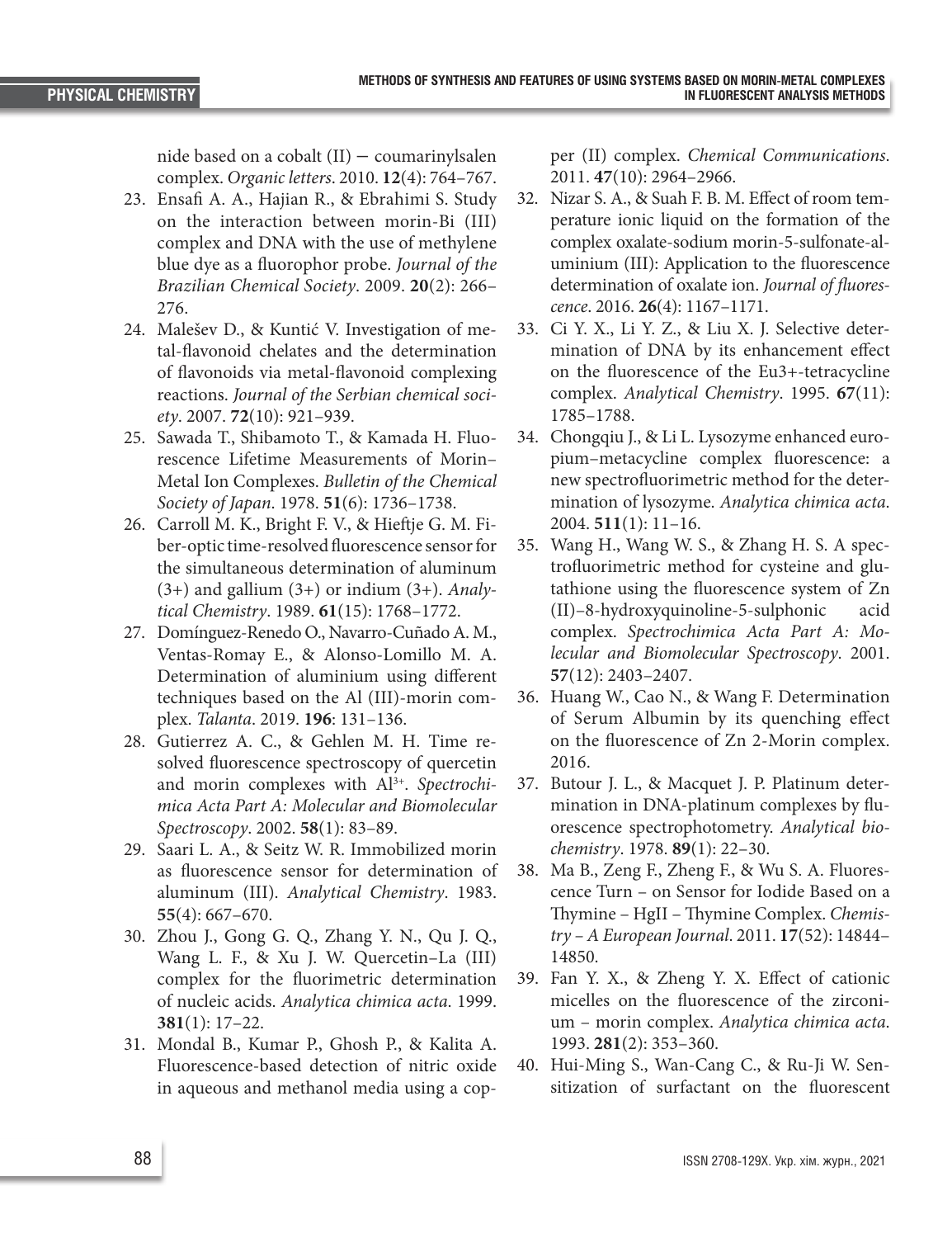nide based on a cobalt (II) – coumarinylsalen complex. *Organic letters*. 2010. **12**(4): 764–767.

23. Ensafi A. A., Hajian R., & Ebrahimi S. Study on the interaction between morin-Bi (III) complex and DNA with the use of methylene blue dye as a fluorophor probe. *Journal of the Brazilian Chemical Society*. 2009. **20**(2): 266–276.
24. Malešev D., & Kuntić V. Investigation of metal-flavonoid chelates and the determination of flavonoids via metal-flavonoid complexing reactions. *Journal of the Serbian chemical society*. 2007. **72**(10): 921–939.
25. Sawada T., Shibamoto T., & Kamada H. Fluorescence Lifetime Measurements of Morin–Metal Ion Complexes. *Bulletin of the Chemical Society of Japan*. 1978. **51**(6): 1736–1738.
26. Carroll M. K., Bright F. V., & Hieftje G. M. Fiber-optic time-resolved fluorescence sensor for the simultaneous determination of aluminum (3+) and gallium (3+) or indium (3+). *Analytical Chemistry*. 1989. **61**(15): 1768–1772.
27. Domínguez-Renedo O., Navarro-Cuñado A. M., Ventas-Romay E., & Alonso-Lomillo M. A. Determination of aluminium using different techniques based on the Al (III)-morin complex. *Talanta*. 2019. **196**: 131–136.
28. Gutierrez A. C., & Gehlen M. H. Time resolved fluorescence spectroscopy of quercetin and morin complexes with $Al^{3+}$. *Spectrochimica Acta Part A: Molecular and Biomolecular Spectroscopy*. 2002. **58**(1): 83–89.
29. Saari L. A., & Seitz W. R. Immobilized morin as fluorescence sensor for determination of aluminum (III). *Analytical Chemistry*. 1983. **55**(4): 667–670.
30. Zhou J., Gong G. Q., Zhang Y. N., Qu J. Q., Wang L. F., & Xu J. W. Quercetin–La (III) complex for the fluorimetric determination of nucleic acids. *Analytica chimica acta*. 1999. **381**(1): 17–22.
31. Mondal B., Kumar P., Ghosh P., & Kalita A. Fluorescence-based detection of nitric oxide in aqueous and methanol media using a copper (II) complex. *Chemical Communications*. 2011. **47**(10): 2964–2966.
32. Nizar S. A., & Suah F. B. M. Effect of room temperature ionic liquid on the formation of the complex oxalate-sodium morin-5-sulfonate-aluminium (III): Application to the fluorescence determination of oxalate ion. *Journal of fluorescence*. 2016. **26**(4): 1167–1171.
33. Ci Y. X., Li Y. Z., & Liu X. J. Selective determination of DNA by its enhancement effect on the fluorescence of the Eu3+-tetracycline complex. *Analytical Chemistry*. 1995. **67**(11): 1785–1788.
34. Chongqiu J., & Li L. Lysozyme enhanced europium–metacycline complex fluorescence: a new spectrofluorimetric method for the determination of lysozyme. *Analytica chimica acta*. 2004. **511**(1): 11–16.
35. Wang H., Wang W. S., & Zhang H. S. A spectrofluorimetric method for cysteine and glutathione using the fluorescence system of Zn (II)–8-hydroxyquinoline-5-sulphonic acid complex. *Spectrochimica Acta Part A: Molecular and Biomolecular Spectroscopy*. 2001. **57**(12): 2403–2407.
36. Huang W., Cao N., & Wang F. Determination of Serum Albumin by its quenching effect on the fluorescence of Zn 2-Morin complex. 2016.
37. Butour J. L., & Macquet J. P. Platinum determination in DNA-platinum complexes by fluorescence spectrophotometry. *Analytical biochemistry*. 1978. **89**(1): 22–30.
38. Ma B., Zeng F., Zheng F., & Wu S. A. Fluorescence Turn – on Sensor for Iodide Based on a Thymine – HgII – Thymine Complex. *Chemistry – A European Journal*. 2011. **17**(52): 14844–14850.
39. Fan Y. X., & Zheng Y. X. Effect of cationic micelles on the fluorescence of the zirconium – morin complex. *Analytica chimica acta*. 1993. **281**(2): 353–360.
40. Hui-Ming S., Wan-Cang C., & Ru-Ji W. Sensitization of surfactant on the fluorescent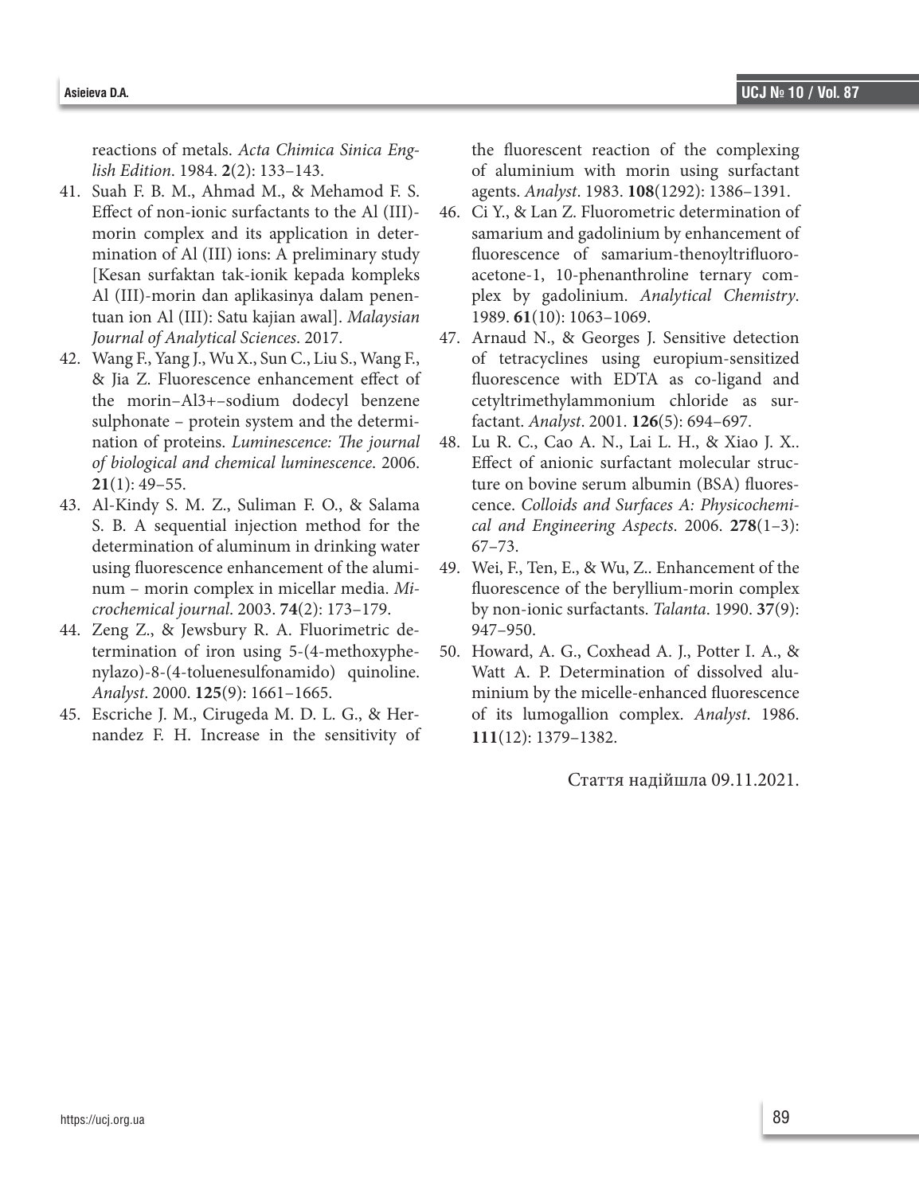reactions of metals. *Acta Chimica Sinica English Edition*. 1984. **2**(2): 133–143.

41. Suah F. B. M., Ahmad M., & Mehamod F. S. Effect of non-ionic surfactants to the Al (III)-morin complex and its application in determination of Al (III) ions: A preliminary study [Kesan surfaktan tak-ionik kepada kompleks Al (III)-morin dan aplikasinya dalam penentuan ion Al (III): Satu kajian awal]. *Malaysian Journal of Analytical Sciences*. 2017.
42. Wang F., Yang J., Wu X., Sun C., Liu S., Wang F., & Jia Z. Fluorescence enhancement effect of the morin–Al3+–sodium dodecyl benzene sulphonate – protein system and the determination of proteins. *Luminescence: The journal of biological and chemical luminescence*. 2006. **21**(1): 49–55.
43. Al-Kindy S. M. Z., Suliman F. O., & Salama S. B. A sequential injection method for the determination of aluminum in drinking water using fluorescence enhancement of the aluminum – morin complex in micellar media. *Microchemical journal*. 2003. **74**(2): 173–179.
44. Zeng Z., & Jewsbury R. A. Fluorimetric determination of iron using 5-(4-methoxyphenylazo)-8-(4-toluenesulfonamido) quinoline. *Analyst*. 2000. **125**(9): 1661–1665.
45. Escriche J. M., Cirugeda M. D. L. G., & Hernandez F. H. Increase in the sensitivity of the fluorescent reaction of the complexing of aluminium with morin using surfactant agents. *Analyst*. 1983. **108**(1292): 1386–1391.
46. Ci Y., & Lan Z. Fluorometric determination of samarium and gadolinium by enhancement of fluorescence of samarium-thenoyltrifluoroacetone-1, 10-phenanthroline ternary complex by gadolinium. *Analytical Chemistry*. 1989. **61**(10): 1063–1069.
47. Arnaud N., & Georges J. Sensitive detection of tetracyclines using europium-sensitized fluorescence with EDTA as co-ligand and cetyltrimethylammonium chloride as surfactant. *Analyst*. 2001. **126**(5): 694–697.
48. Lu R. C., Cao A. N., Lai L. H., & Xiao J. X.. Effect of anionic surfactant molecular structure on bovine serum albumin (BSA) fluorescence. *Colloids and Surfaces A: Physicochemical and Engineering Aspects*. 2006. **278**(1–3): 67–73.
49. Wei, F., Ten, E., & Wu, Z.. Enhancement of the fluorescence of the beryllium-morin complex by non-ionic surfactants. *Talanta*. 1990. **37**(9): 947–950.
50. Howard, A. G., Coxhead A. J., Potter I. A., & Watt A. P. Determination of dissolved aluminium by the micelle-enhanced fluorescence of its lumogallion complex. *Analyst*. 1986. **111**(12): 1379–1382.

Стаття надійшла 09.11.2021.